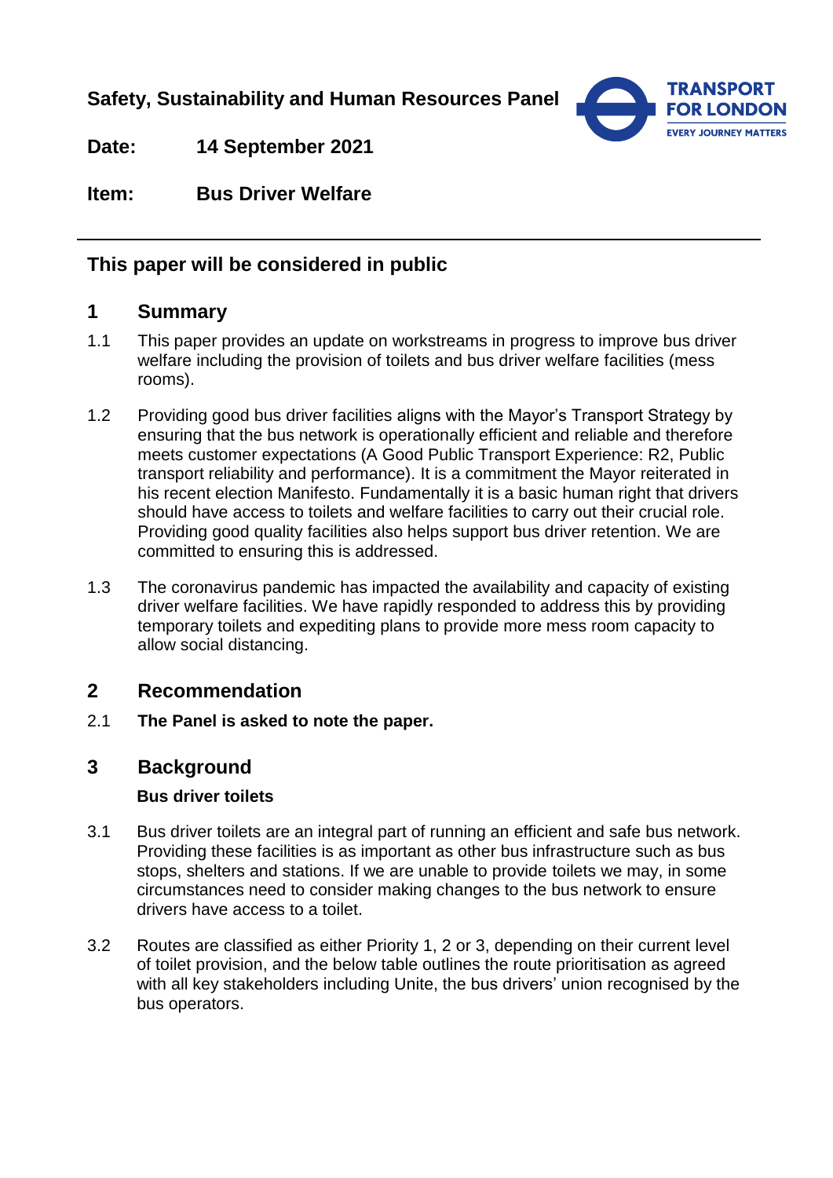**Safety, Sustainability and Human Resources Panel**

**Date:** 14 September 2021

**Item:** Bus Driver Welfare

---

## This paper will be considered in public

## 1 Summary

1.1 This paper provides an update on workstreams in progress to improve bus driver welfare including the provision of toilets and bus driver welfare facilities (mess rooms).

1.2 Providing good bus driver facilities aligns with the Mayor's Transport Strategy by ensuring that the bus network is operationally efficient and reliable and therefore meets customer expectations (A Good Public Transport Experience: R2, Public transport reliability and performance). It is a commitment the Mayor reiterated in his recent election Manifesto. Fundamentally it is a basic human right that drivers should have access to toilets and welfare facilities to carry out their crucial role. Providing good quality facilities also helps support bus driver retention. We are committed to ensuring this is addressed.

1.3 The coronavirus pandemic has impacted the availability and capacity of existing driver welfare facilities. We have rapidly responded to address this by providing temporary toilets and expediting plans to provide more mess room capacity to allow social distancing.

## 2 Recommendation

2.1 **The Panel is asked to note the paper.**

## 3 Background

**Bus driver toilets**

3.1 Bus driver toilets are an integral part of running an efficient and safe bus network. Providing these facilities is as important as other bus infrastructure such as bus stops, shelters and stations. If we are unable to provide toilets we may, in some circumstances need to consider making changes to the bus network to ensure drivers have access to a toilet.

3.2 Routes are classified as either Priority 1, 2 or 3, depending on their current level of toilet provision, and the below table outlines the route prioritisation as agreed with all key stakeholders including Unite, the bus drivers' union recognised by the bus operators.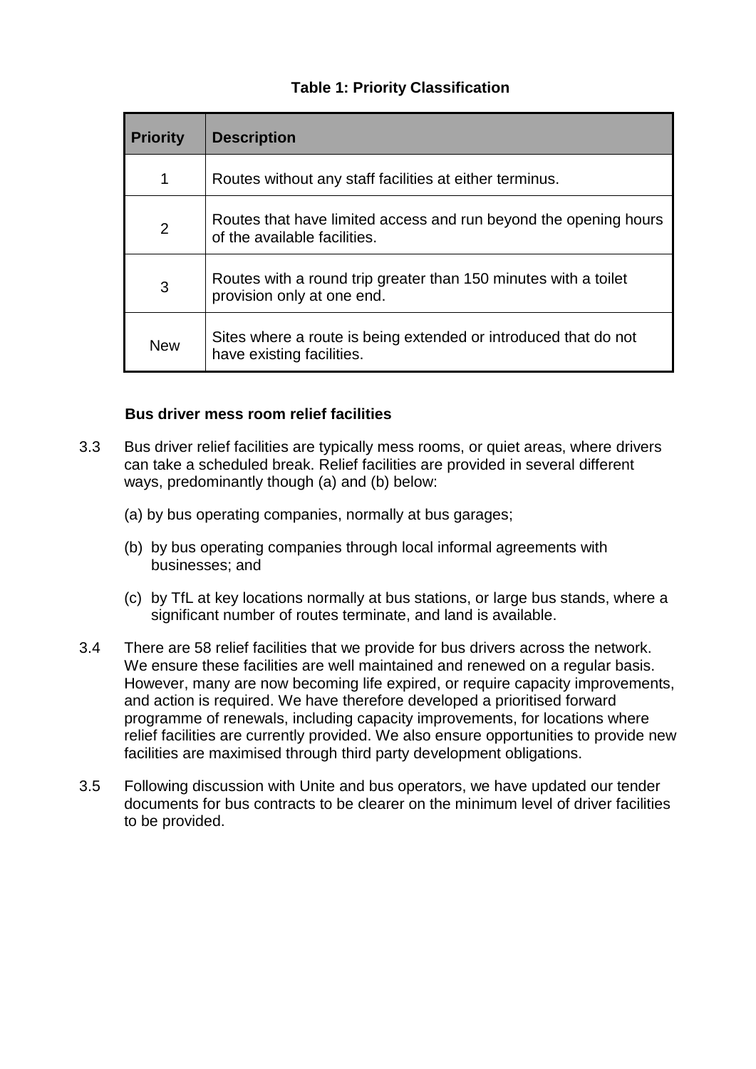**Table 1: Priority Classification**

| Priority | Description |
|---|---|
| 1 | Routes without any staff facilities at either terminus. |
| 2 | Routes that have limited access and run beyond the opening hours of the available facilities. |
| 3 | Routes with a round trip greater than 150 minutes with a toilet provision only at one end. |
| New | Sites where a route is being extended or introduced that do not have existing facilities. |

**Bus driver mess room relief facilities**

3.3 Bus driver relief facilities are typically mess rooms, or quiet areas, where drivers can take a scheduled break. Relief facilities are provided in several different ways, predominantly though (a) and (b) below:

(a) by bus operating companies, normally at bus garages;

(b) by bus operating companies through local informal agreements with businesses; and

(c) by TfL at key locations normally at bus stations, or large bus stands, where a significant number of routes terminate, and land is available.

3.4 There are 58 relief facilities that we provide for bus drivers across the network. We ensure these facilities are well maintained and renewed on a regular basis. However, many are now becoming life expired, or require capacity improvements, and action is required. We have therefore developed a prioritised forward programme of renewals, including capacity improvements, for locations where relief facilities are currently provided. We also ensure opportunities to provide new facilities are maximised through third party development obligations.

3.5 Following discussion with Unite and bus operators, we have updated our tender documents for bus contracts to be clearer on the minimum level of driver facilities to be provided.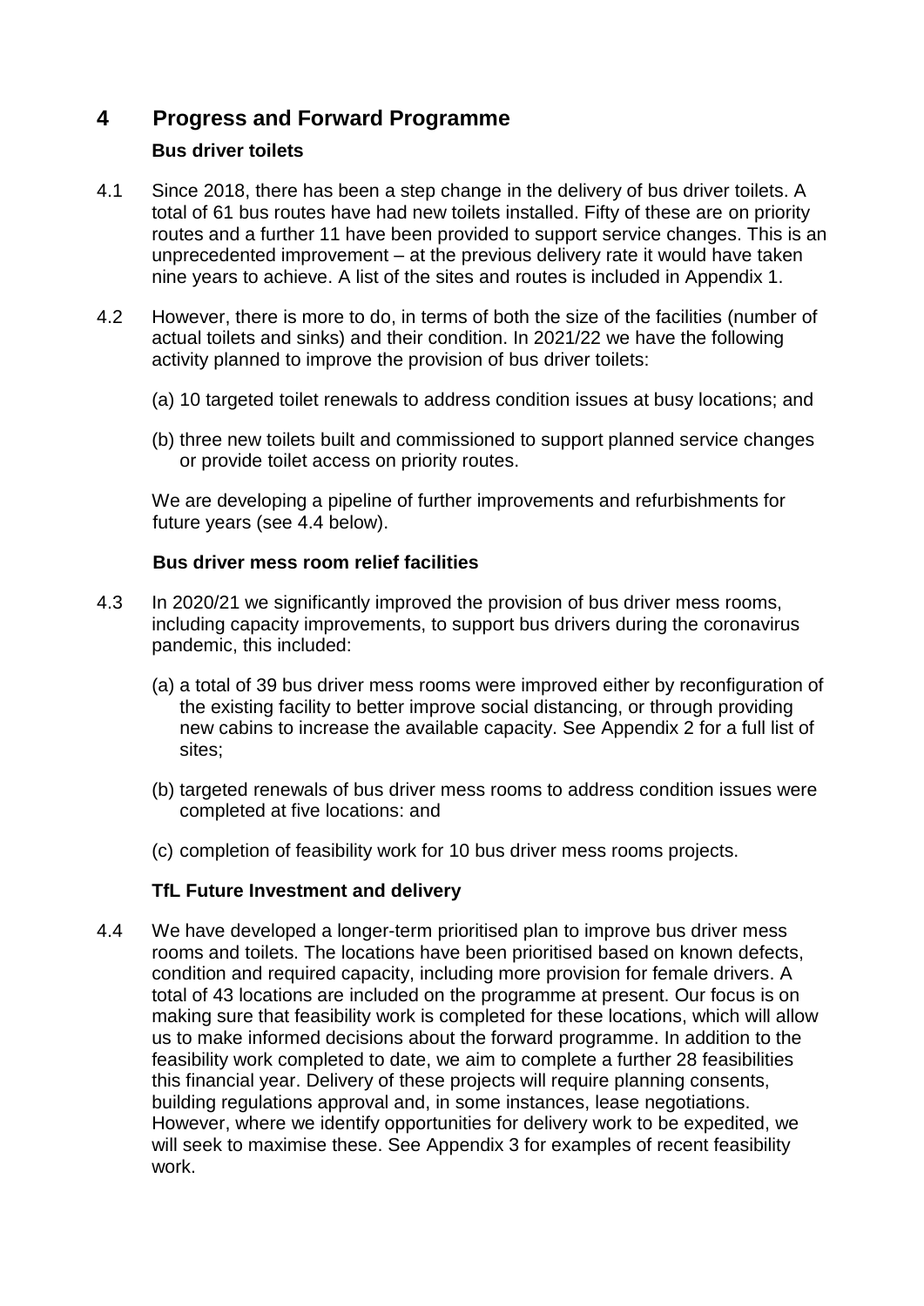## 4 Progress and Forward Programme

### Bus driver toilets

4.1 Since 2018, there has been a step change in the delivery of bus driver toilets. A total of 61 bus routes have had new toilets installed. Fifty of these are on priority routes and a further 11 have been provided to support service changes. This is an unprecedented improvement – at the previous delivery rate it would have taken nine years to achieve. A list of the sites and routes is included in Appendix 1.

4.2 However, there is more to do, in terms of both the size of the facilities (number of actual toilets and sinks) and their condition. In 2021/22 we have the following activity planned to improve the provision of bus driver toilets:

(a) 10 targeted toilet renewals to address condition issues at busy locations; and

(b) three new toilets built and commissioned to support planned service changes or provide toilet access on priority routes.

We are developing a pipeline of further improvements and refurbishments for future years (see 4.4 below).

### Bus driver mess room relief facilities

4.3 In 2020/21 we significantly improved the provision of bus driver mess rooms, including capacity improvements, to support bus drivers during the coronavirus pandemic, this included:

(a) a total of 39 bus driver mess rooms were improved either by reconfiguration of the existing facility to better improve social distancing, or through providing new cabins to increase the available capacity. See Appendix 2 for a full list of sites;

(b) targeted renewals of bus driver mess rooms to address condition issues were completed at five locations: and

(c) completion of feasibility work for 10 bus driver mess rooms projects.

### TfL Future Investment and delivery

4.4 We have developed a longer-term prioritised plan to improve bus driver mess rooms and toilets. The locations have been prioritised based on known defects, condition and required capacity, including more provision for female drivers. A total of 43 locations are included on the programme at present. Our focus is on making sure that feasibility work is completed for these locations, which will allow us to make informed decisions about the forward programme. In addition to the feasibility work completed to date, we aim to complete a further 28 feasibilities this financial year. Delivery of these projects will require planning consents, building regulations approval and, in some instances, lease negotiations. However, where we identify opportunities for delivery work to be expedited, we will seek to maximise these. See Appendix 3 for examples of recent feasibility work.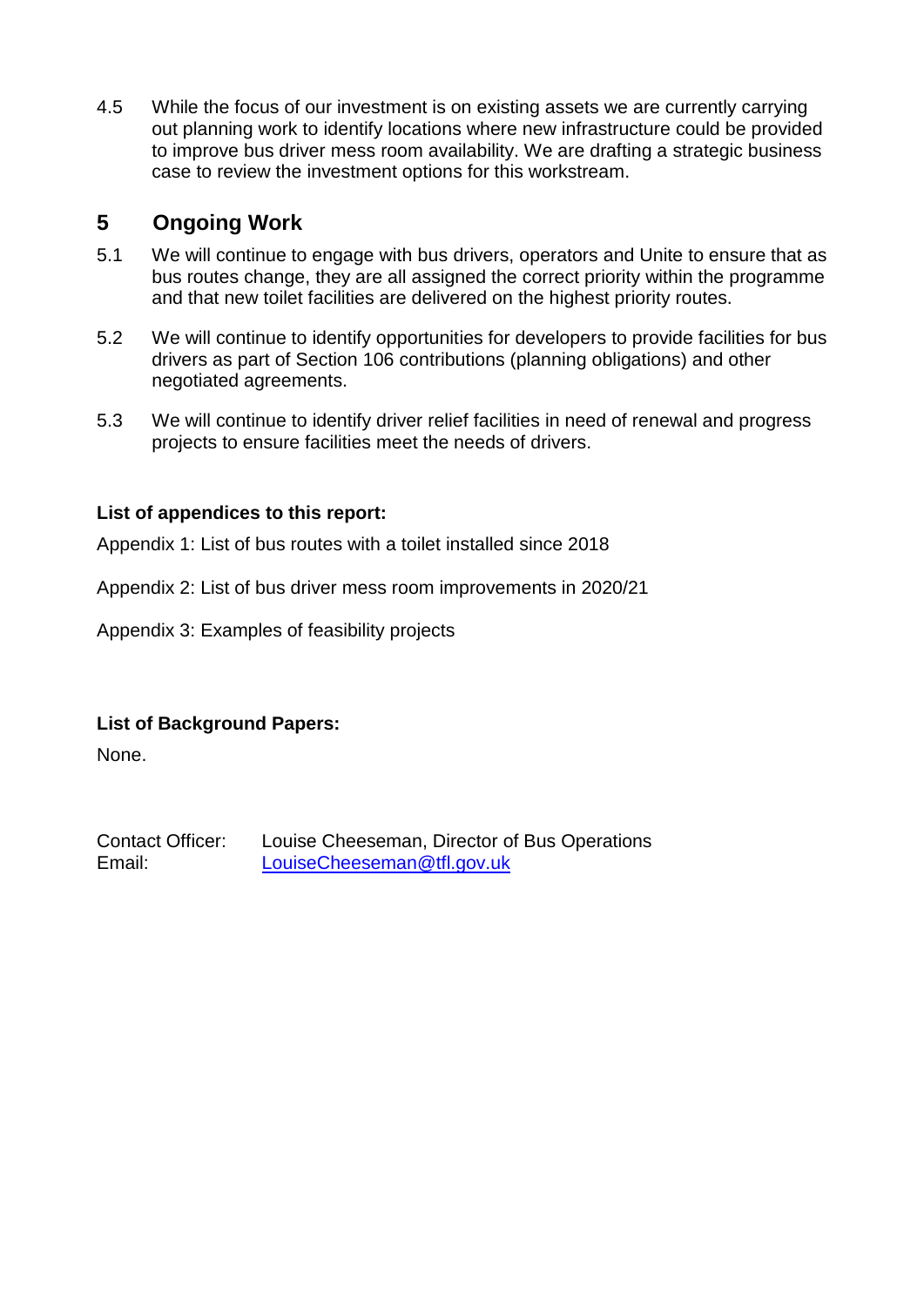4.5 While the focus of our investment is on existing assets we are currently carrying out planning work to identify locations where new infrastructure could be provided to improve bus driver mess room availability. We are drafting a strategic business case to review the investment options for this workstream.

## 5 Ongoing Work

5.1 We will continue to engage with bus drivers, operators and Unite to ensure that as bus routes change, they are all assigned the correct priority within the programme and that new toilet facilities are delivered on the highest priority routes.

5.2 We will continue to identify opportunities for developers to provide facilities for bus drivers as part of Section 106 contributions (planning obligations) and other negotiated agreements.

5.3 We will continue to identify driver relief facilities in need of renewal and progress projects to ensure facilities meet the needs of drivers.

**List of appendices to this report:**

Appendix 1: List of bus routes with a toilet installed since 2018

Appendix 2: List of bus driver mess room improvements in 2020/21

Appendix 3: Examples of feasibility projects

**List of Background Papers:**

None.

Contact Officer: Louise Cheeseman, Director of Bus Operations
Email: LouiseCheeseman@tfl.gov.uk